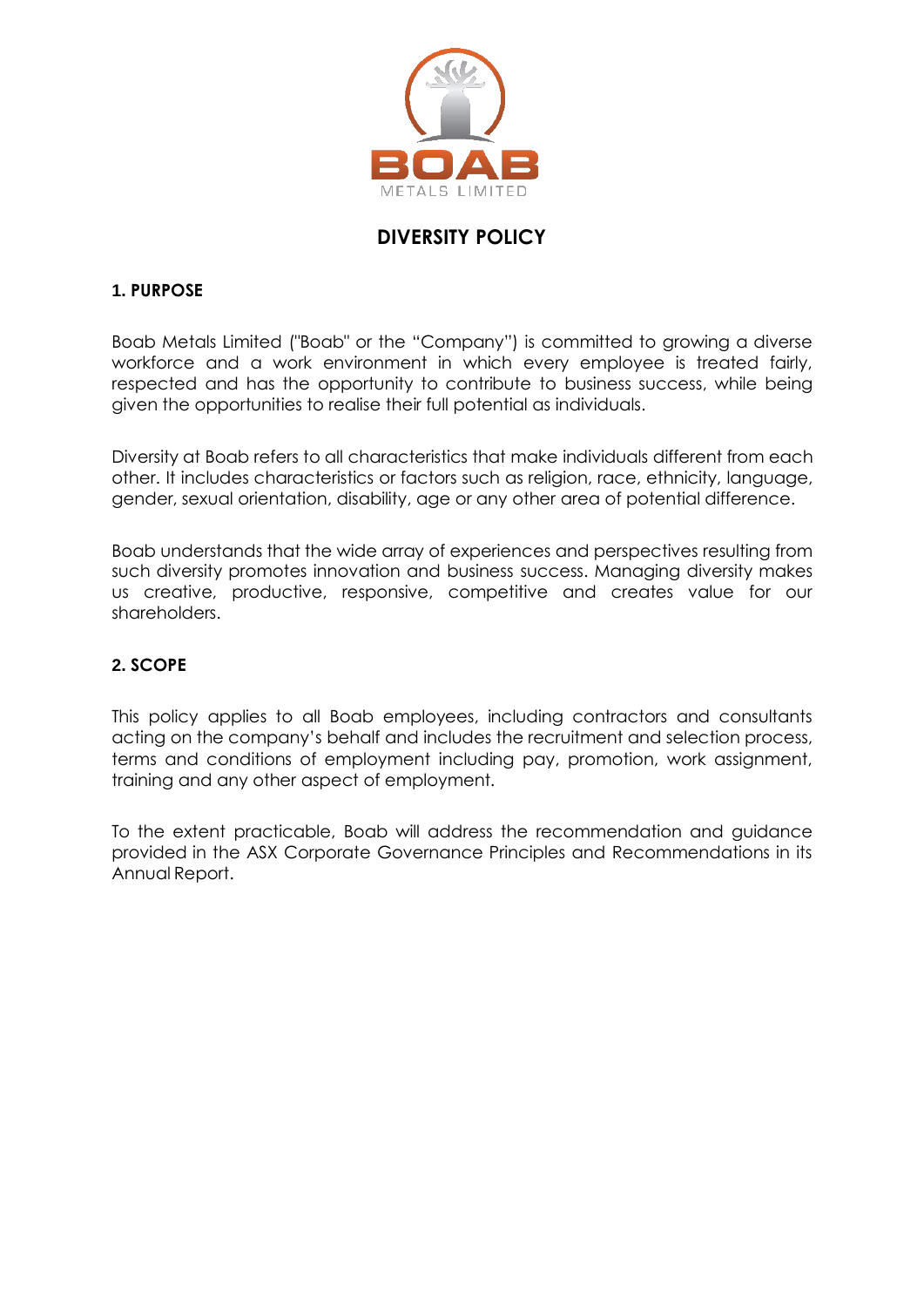BOAB
METALS LIMITED

# DIVERSITY POLICY

## 1. PURPOSE

Boab Metals Limited ("Boab" or the "Company") is committed to growing a diverse workforce and a work environment in which every employee is treated fairly, respected and has the opportunity to contribute to business success, while being given the opportunities to realise their full potential as individuals.

Diversity at Boab refers to all characteristics that make individuals different from each other. It includes characteristics or factors such as religion, race, ethnicity, language, gender, sexual orientation, disability, age or any other area of potential difference.

Boab understands that the wide array of experiences and perspectives resulting from such diversity promotes innovation and business success. Managing diversity makes us creative, productive, responsive, competitive and creates value for our shareholders.

## 2. SCOPE

This policy applies to all Boab employees, including contractors and consultants acting on the company's behalf and includes the recruitment and selection process, terms and conditions of employment including pay, promotion, work assignment, training and any other aspect of employment.

To the extent practicable, Boab will address the recommendation and guidance provided in the ASX Corporate Governance Principles and Recommendations in its Annual Report.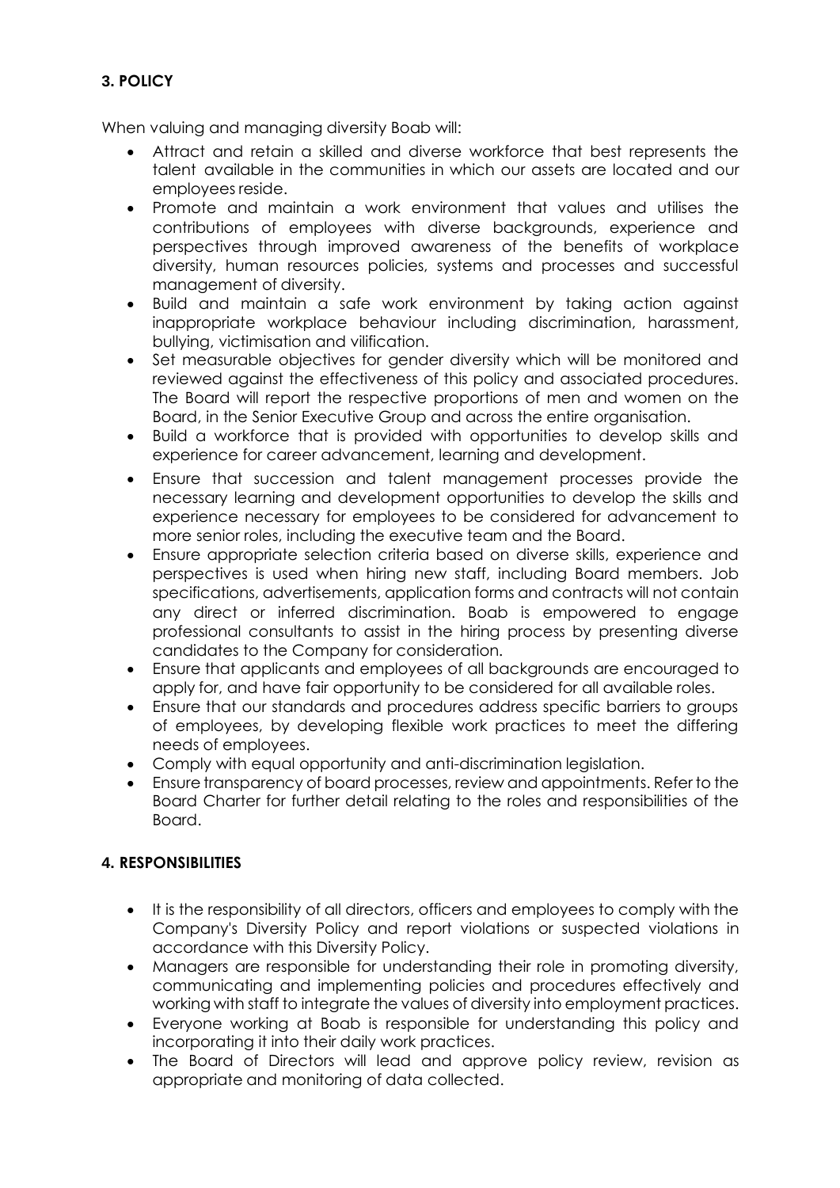## 3. POLICY

When valuing and managing diversity Boab will:

- Attract and retain a skilled and diverse workforce that best represents the talent available in the communities in which our assets are located and our employees reside.
- Promote and maintain a work environment that values and utilises the contributions of employees with diverse backgrounds, experience and perspectives through improved awareness of the benefits of workplace diversity, human resources policies, systems and processes and successful management of diversity.
- Build and maintain a safe work environment by taking action against inappropriate workplace behaviour including discrimination, harassment, bullying, victimisation and vilification.
- Set measurable objectives for gender diversity which will be monitored and reviewed against the effectiveness of this policy and associated procedures. The Board will report the respective proportions of men and women on the Board, in the Senior Executive Group and across the entire organisation.
- Build a workforce that is provided with opportunities to develop skills and experience for career advancement, learning and development.
- Ensure that succession and talent management processes provide the necessary learning and development opportunities to develop the skills and experience necessary for employees to be considered for advancement to more senior roles, including the executive team and the Board.
- Ensure appropriate selection criteria based on diverse skills, experience and perspectives is used when hiring new staff, including Board members. Job specifications, advertisements, application forms and contracts will not contain any direct or inferred discrimination. Boab is empowered to engage professional consultants to assist in the hiring process by presenting diverse candidates to the Company for consideration.
- Ensure that applicants and employees of all backgrounds are encouraged to apply for, and have fair opportunity to be considered for all available roles.
- Ensure that our standards and procedures address specific barriers to groups of employees, by developing flexible work practices to meet the differing needs of employees.
- Comply with equal opportunity and anti-discrimination legislation.
- Ensure transparency of board processes, review and appointments. Refer to the Board Charter for further detail relating to the roles and responsibilities of the Board.

## 4. RESPONSIBILITIES

- It is the responsibility of all directors, officers and employees to comply with the Company's Diversity Policy and report violations or suspected violations in accordance with this Diversity Policy.
- Managers are responsible for understanding their role in promoting diversity, communicating and implementing policies and procedures effectively and working with staff to integrate the values of diversity into employment practices.
- Everyone working at Boab is responsible for understanding this policy and incorporating it into their daily work practices.
- The Board of Directors will lead and approve policy review, revision as appropriate and monitoring of data collected.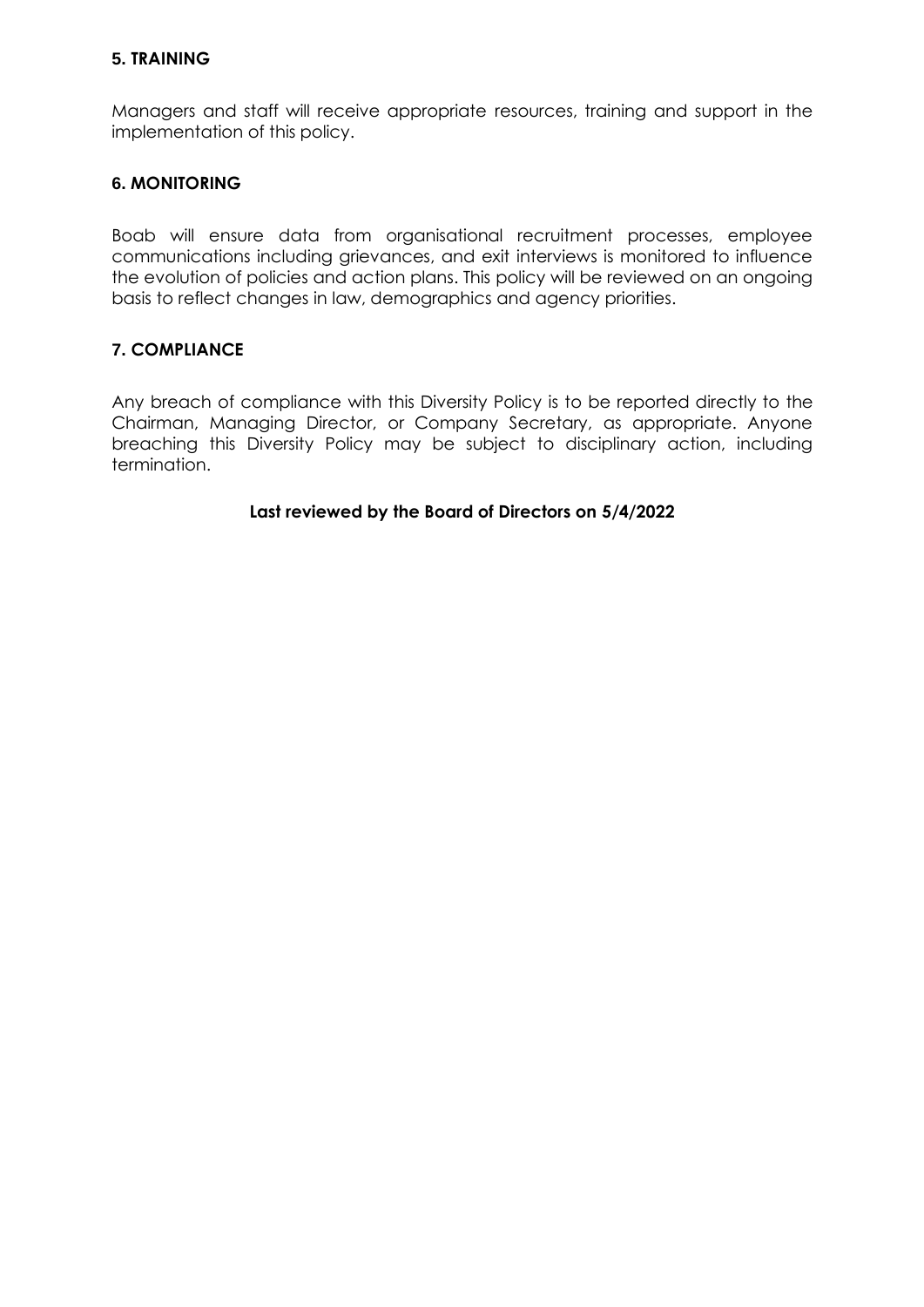## 5. TRAINING

Managers and staff will receive appropriate resources, training and support in the implementation of this policy.

## 6. MONITORING

Boab will ensure data from organisational recruitment processes, employee communications including grievances, and exit interviews is monitored to influence the evolution of policies and action plans. This policy will be reviewed on an ongoing basis to reflect changes in law, demographics and agency priorities.

## 7. COMPLIANCE

Any breach of compliance with this Diversity Policy is to be reported directly to the Chairman, Managing Director, or Company Secretary, as appropriate. Anyone breaching this Diversity Policy may be subject to disciplinary action, including termination.

**Last reviewed by the Board of Directors on 5/4/2022**